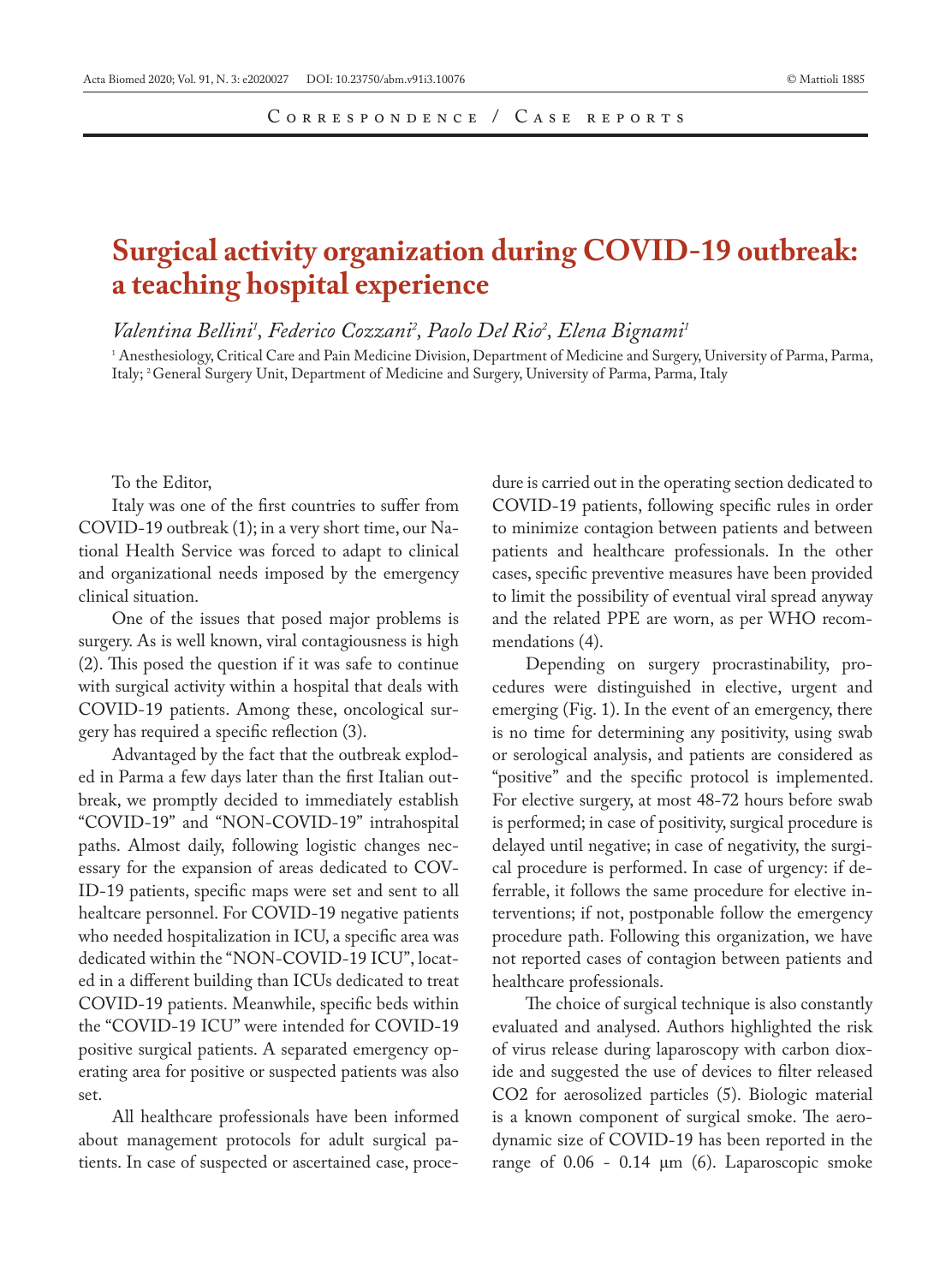Correspondence / Case reports

# Surgical activity organization during COVID-19 outbreak: a teaching hospital experience

*Valentina Bellini[1], Federico Cozzani[2], Paolo Del Rio[2], Elena Bignami[1]*

[1] Anesthesiology, Critical Care and Pain Medicine Division, Department of Medicine and Surgery, University of Parma, Parma, Italy; [2] General Surgery Unit, Department of Medicine and Surgery, University of Parma, Parma, Italy

To the Editor,

Italy was one of the first countries to suffer from COVID-19 outbreak (1); in a very short time, our National Health Service was forced to adapt to clinical and organizational needs imposed by the emergency clinical situation.

One of the issues that posed major problems is surgery. As is well known, viral contagiousness is high (2). This posed the question if it was safe to continue with surgical activity within a hospital that deals with COVID-19 patients. Among these, oncological surgery has required a specific reflection (3).

Advantaged by the fact that the outbreak exploded in Parma a few days later than the first Italian outbreak, we promptly decided to immediately establish "COVID-19" and "NON-COVID-19" intrahospital paths. Almost daily, following logistic changes necessary for the expansion of areas dedicated to COVID-19 patients, specific maps were set and sent to all healthcare personnel. For COVID-19 negative patients who needed hospitalization in ICU, a specific area was dedicated within the "NON-COVID-19 ICU", located in a different building than ICUs dedicated to treat COVID-19 patients. Meanwhile, specific beds within the "COVID-19 ICU" were intended for COVID-19 positive surgical patients. A separated emergency operating area for positive or suspected patients was also set.

All healthcare professionals have been informed about management protocols for adult surgical patients. In case of suspected or ascertained case, procedure is carried out in the operating section dedicated to COVID-19 patients, following specific rules in order to minimize contagion between patients and between patients and healthcare professionals. In the other cases, specific preventive measures have been provided to limit the possibility of eventual viral spread anyway and the related PPE are worn, as per WHO recommendations (4).

Depending on surgery procrastinability, procedures were distinguished in elective, urgent and emerging (Fig. 1). In the event of an emergency, there is no time for determining any positivity, using swab or serological analysis, and patients are considered as "positive" and the specific protocol is implemented. For elective surgery, at most 48-72 hours before swab is performed; in case of positivity, surgical procedure is delayed until negative; in case of negativity, the surgical procedure is performed. In case of urgency: if deferrable, it follows the same procedure for elective interventions; if not, postponable follow the emergency procedure path. Following this organization, we have not reported cases of contagion between patients and healthcare professionals.

The choice of surgical technique is also constantly evaluated and analysed. Authors highlighted the risk of virus release during laparoscopy with carbon dioxide and suggested the use of devices to filter released $CO_2$ for aerosolized particles (5). Biologic material is a known component of surgical smoke. The aerodynamic size of COVID-19 has been reported in the range of 0.06 - 0.14 μm (6). Laparoscopic smoke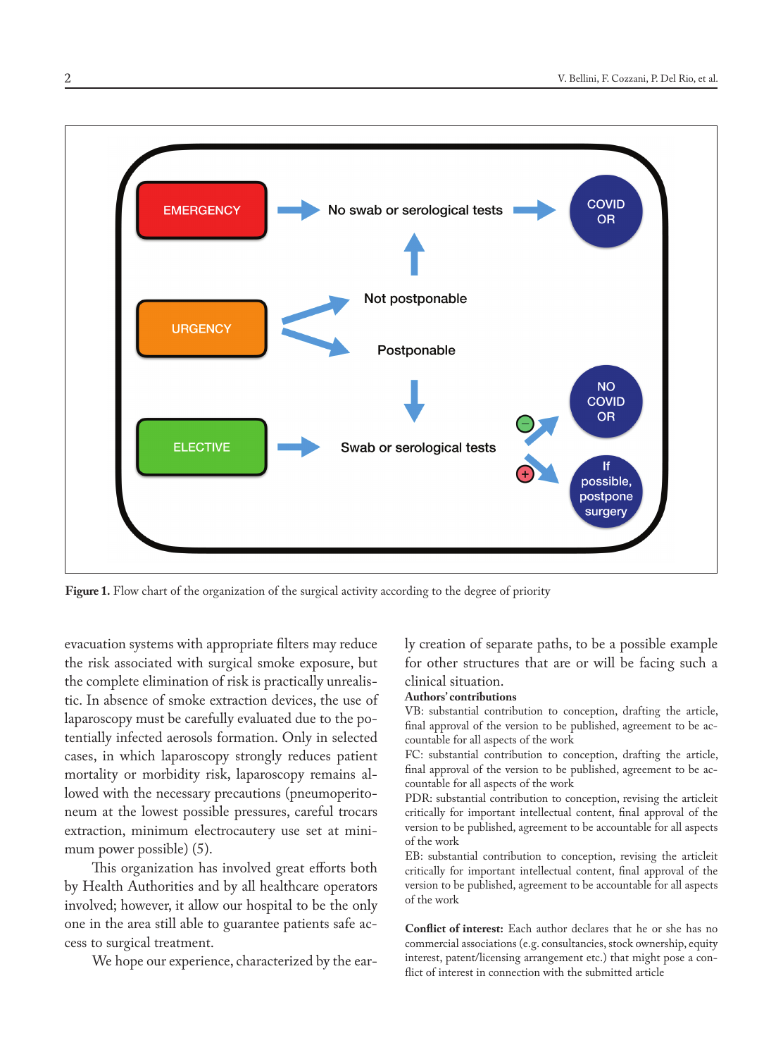Figure 1. Flow chart of the organization of the surgical activity according to the degree of priority

evacuation systems with appropriate filters may reduce the risk associated with surgical smoke exposure, but the complete elimination of risk is practically unrealistic. In absence of smoke extraction devices, the use of laparoscopy must be carefully evaluated due to the potentially infected aerosols formation. Only in selected cases, in which laparoscopy strongly reduces patient mortality or morbidity risk, laparoscopy remains allowed with the necessary precautions (pneumoperitoneum at the lowest possible pressures, careful trocars extraction, minimum electrocautery use set at minimum power possible) (5).

This organization has involved great efforts both by Health Authorities and by all healthcare operators involved; however, it allow our hospital to be the only one in the area still able to guarantee patients safe access to surgical treatment.

We hope our experience, characterized by the early creation of separate paths, to be a possible example for other structures that are or will be facing such a clinical situation.

**Authors' contributions**

VB: substantial contribution to conception, drafting the article, final approval of the version to be published, agreement to be accountable for all aspects of the work

FC: substantial contribution to conception, drafting the article, final approval of the version to be published, agreement to be accountable for all aspects of the work

PDR: substantial contribution to conception, revising the articleit critically for important intellectual content, final approval of the version to be published, agreement to be accountable for all aspects of the work

EB: substantial contribution to conception, revising the articleit critically for important intellectual content, final approval of the version to be published, agreement to be accountable for all aspects of the work

**Conflict of interest:** Each author declares that he or she has no commercial associations (e.g. consultancies, stock ownership, equity interest, patent/licensing arrangement etc.) that might pose a conflict of interest in connection with the submitted article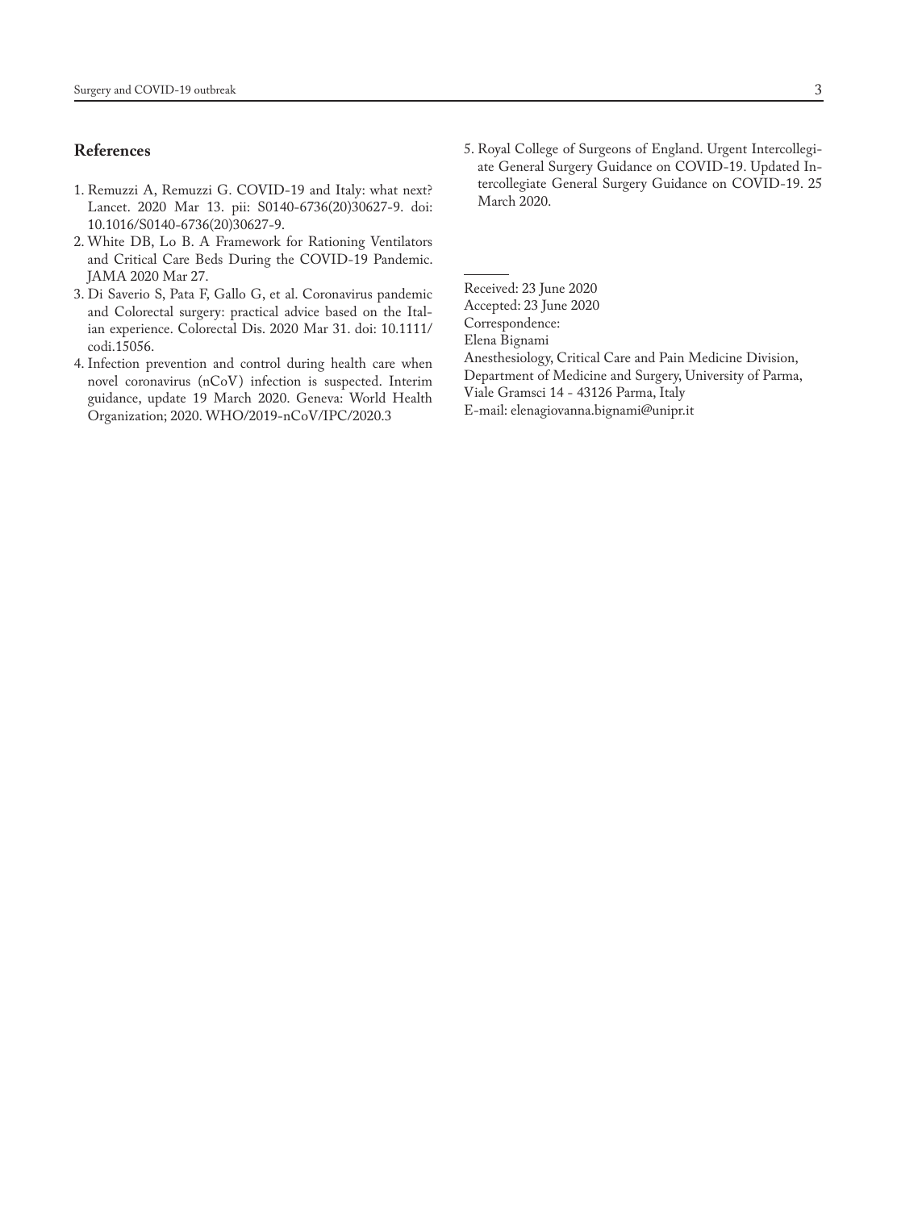## References

1. Remuzzi A, Remuzzi G. COVID-19 and Italy: what next? Lancet. 2020 Mar 13. pii: S0140-6736(20)30627-9. doi: 10.1016/S0140-6736(20)30627-9.
2. White DB, Lo B. A Framework for Rationing Ventilators and Critical Care Beds During the COVID-19 Pandemic. JAMA 2020 Mar 27.
3. Di Saverio S, Pata F, Gallo G, et al. Coronavirus pandemic and Colorectal surgery: practical advice based on the Italian experience. Colorectal Dis. 2020 Mar 31. doi: 10.1111/codi.15056.
4. Infection prevention and control during health care when novel coronavirus (nCoV) infection is suspected. Interim guidance, update 19 March 2020. Geneva: World Health Organization; 2020. WHO/2019-nCoV/IPC/2020.3
5. Royal College of Surgeons of England. Urgent Intercollegiate General Surgery Guidance on COVID-19. Updated Intercollegiate General Surgery Guidance on COVID-19. 25 March 2020.

---

Received: 23 June 2020
Accepted: 23 June 2020
Correspondence:
Elena Bignami
Anesthesiology, Critical Care and Pain Medicine Division,
Department of Medicine and Surgery, University of Parma,
Viale Gramsci 14 - 43126 Parma, Italy
E-mail: elenagiovanna.bignami@unipr.it